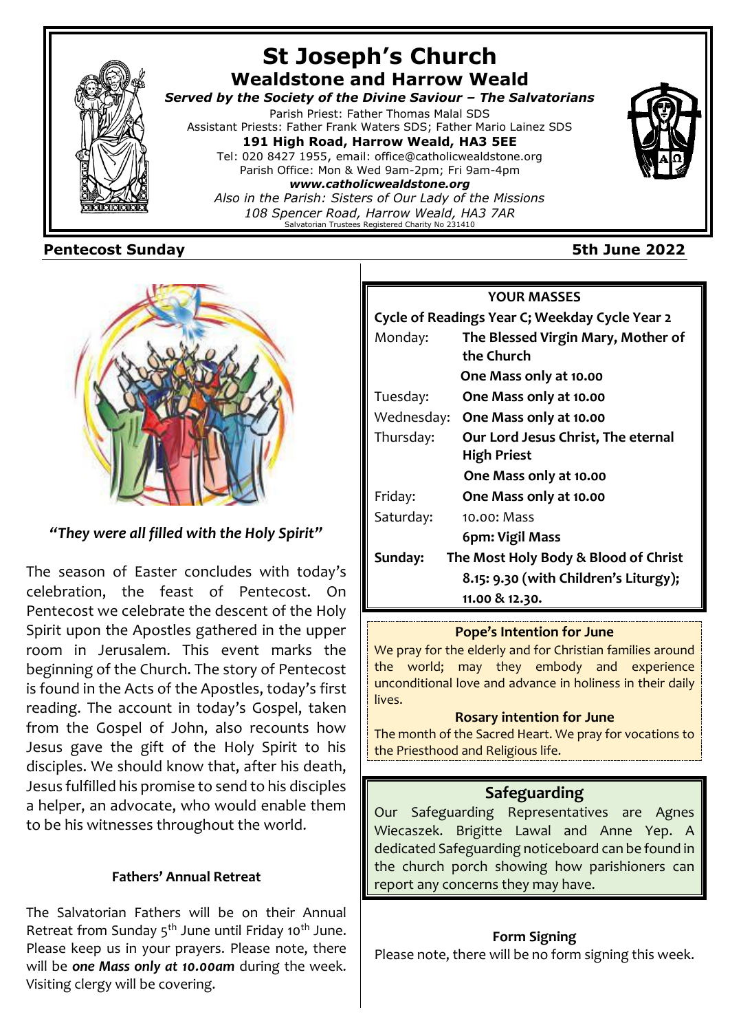# St Joseph's Church

## Wealdstone and Harrow Weald

***Served by the Society of the Divine Saviour – The Salvatorians***

Parish Priest: Father Thomas Malal SDS

Assistant Priests: Father Frank Waters SDS; Father Mario Lainez SDS

**191 High Road, Harrow Weald, HA3 5EE**

Tel: 020 8427 1955, email: office@catholicwealdstone.org

Parish Office: Mon & Wed 9am-2pm; Fri 9am-4pm

***www.catholicwealdstone.org***

*Also in the Parish: Sisters of Our Lady of the Missions*

*108 Spencer Road, Harrow Weald, HA3 7AR*

Salvatorian Trustees Registered Charity No 231410

**Pentecost Sunday** **5th June 2022**

***"They were all filled with the Holy Spirit"***

The season of Easter concludes with today's celebration, the feast of Pentecost. On Pentecost we celebrate the descent of the Holy Spirit upon the Apostles gathered in the upper room in Jerusalem. This event marks the beginning of the Church. The story of Pentecost is found in the Acts of the Apostles, today's first reading. The account in today's Gospel, taken from the Gospel of John, also recounts how Jesus gave the gift of the Holy Spirit to his disciples. We should know that, after his death, Jesus fulfilled his promise to send to his disciples a helper, an advocate, who would enable them to be his witnesses throughout the world.

### Fathers' Annual Retreat

The Salvatorian Fathers will be on their Annual Retreat from Sunday 5th June until Friday 10th June. Please keep us in your prayers. Please note, there will be ***one Mass only at 10.00am*** during the week. Visiting clergy will be covering.

### YOUR MASSES

**Cycle of Readings Year C; Weekday Cycle Year 2**

| | |
|---|---|
| Monday: | **The Blessed Virgin Mary, Mother of the Church** |
| | **One Mass only at 10.00** |
| Tuesday: | **One Mass only at 10.00** |
| Wednesday: | **One Mass only at 10.00** |
| Thursday: | **Our Lord Jesus Christ, The eternal High Priest** |
| | **One Mass only at 10.00** |
| Friday: | **One Mass only at 10.00** |
| Saturday: | 10.00: Mass |
| | **6pm: Vigil Mass** |
| **Sunday:** | **The Most Holy Body & Blood of Christ** |
| | **8.15: 9.30 (with Children's Liturgy); 11.00 & 12.30.** |

### Pope's Intention for June

We pray for the elderly and for Christian families around the world; may they embody and experience unconditional love and advance in holiness in their daily lives.

### Rosary intention for June

The month of the Sacred Heart. We pray for vocations to the Priesthood and Religious life.

### Safeguarding

Our Safeguarding Representatives are Agnes Wiecaszek. Brigitte Lawal and Anne Yep. A dedicated Safeguarding noticeboard can be found in the church porch showing how parishioners can report any concerns they may have.

### Form Signing

Please note, there will be no form signing this week.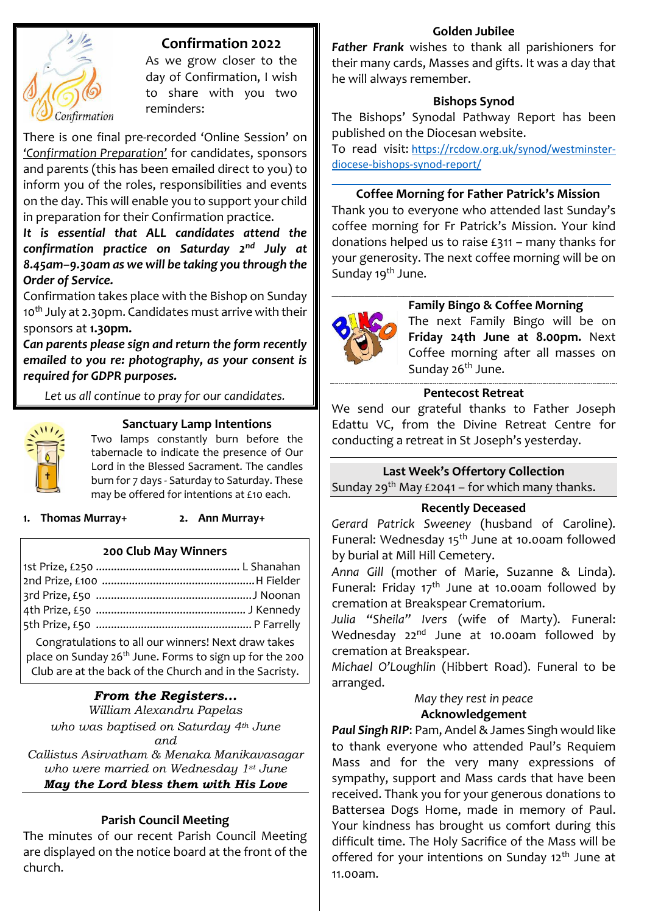## Confirmation 2022

As we grow closer to the day of Confirmation, I wish to share with you two reminders:

There is one final pre-recorded 'Online Session' on *'Confirmation Preparation'* for candidates, sponsors and parents (this has been emailed direct to you) to inform you of the roles, responsibilities and events on the day. This will enable you to support your child in preparation for their Confirmation practice.

***It is essential that ALL candidates attend the confirmation practice on Saturday 2nd July at 8.45am–9.30am as we will be taking you through the Order of Service.***

Confirmation takes place with the Bishop on Sunday 10th July at 2.30pm. Candidates must arrive with their sponsors at **1.30pm.**

***Can parents please sign and return the form recently emailed to you re: photography, as your consent is required for GDPR purposes.***

*Let us all continue to pray for our candidates.*

### Sanctuary Lamp Intentions

Two lamps constantly burn before the tabernacle to indicate the presence of Our Lord in the Blessed Sacrament. The candles burn for 7 days - Saturday to Saturday. These may be offered for intentions at £10 each.

1. **Thomas Murray+**
2. **Ann Murray+**

### 200 Club May Winners

| | |
|---|---|
| 1st Prize, £250 | L Shanahan |
| 2nd Prize, £100 | H Fielder |
| 3rd Prize, £50 | J Noonan |
| 4th Prize, £50 | J Kennedy |
| 5th Prize, £50 | P Farrelly |

Congratulations to all our winners! Next draw takes place on Sunday 26th June. Forms to sign up for the 200 Club are at the back of the Church and in the Sacristy.

### *From the Registers…*

*William Alexandru Papelas*
*who was baptised on Saturday 4th June*
*and*
*Callistus Asirvatham & Menaka Manikavasagar*
*who were married on Wednesday 1st June*
***May the Lord bless them with His Love***

### Parish Council Meeting

The minutes of our recent Parish Council Meeting are displayed on the notice board at the front of the church.

### Golden Jubilee

***Father Frank*** wishes to thank all parishioners for their many cards, Masses and gifts. It was a day that he will always remember.

### Bishops Synod

The Bishops' Synodal Pathway Report has been published on the Diocesan website.
To read visit: https://rcdow.org.uk/synod/westminster-diocese-bishops-synod-report/

### Coffee Morning for Father Patrick's Mission

Thank you to everyone who attended last Sunday's coffee morning for Fr Patrick's Mission. Your kind donations helped us to raise £311 – many thanks for your generosity. The next coffee morning will be on Sunday 19th June.

### Family Bingo & Coffee Morning

The next Family Bingo will be on **Friday 24th June at 8.00pm.** Next Coffee morning after all masses on Sunday 26th June.

### Pentecost Retreat

We send our grateful thanks to Father Joseph Edattu VC, from the Divine Retreat Centre for conducting a retreat in St Joseph's yesterday.

### Last Week's Offertory Collection

Sunday 29th May £2041 – for which many thanks.

### Recently Deceased

*Gerard Patrick Sweeney* (husband of Caroline). Funeral: Wednesday 15th June at 10.00am followed by burial at Mill Hill Cemetery.

*Anna Gill* (mother of Marie, Suzanne & Linda). Funeral: Friday 17th June at 10.00am followed by cremation at Breakspear Crematorium.

*Julia "Sheila" Ivers* (wife of Marty). Funeral: Wednesday 22nd June at 10.00am followed by cremation at Breakspear.

*Michael O'Loughlin* (Hibbert Road). Funeral to be arranged.

*May they rest in peace*

### Acknowledgement

***Paul Singh RIP***: Pam, Andel & James Singh would like to thank everyone who attended Paul's Requiem Mass and for the very many expressions of sympathy, support and Mass cards that have been received. Thank you for your generous donations to Battersea Dogs Home, made in memory of Paul. Your kindness has brought us comfort during this difficult time. The Holy Sacrifice of the Mass will be offered for your intentions on Sunday 12th June at 11.00am.